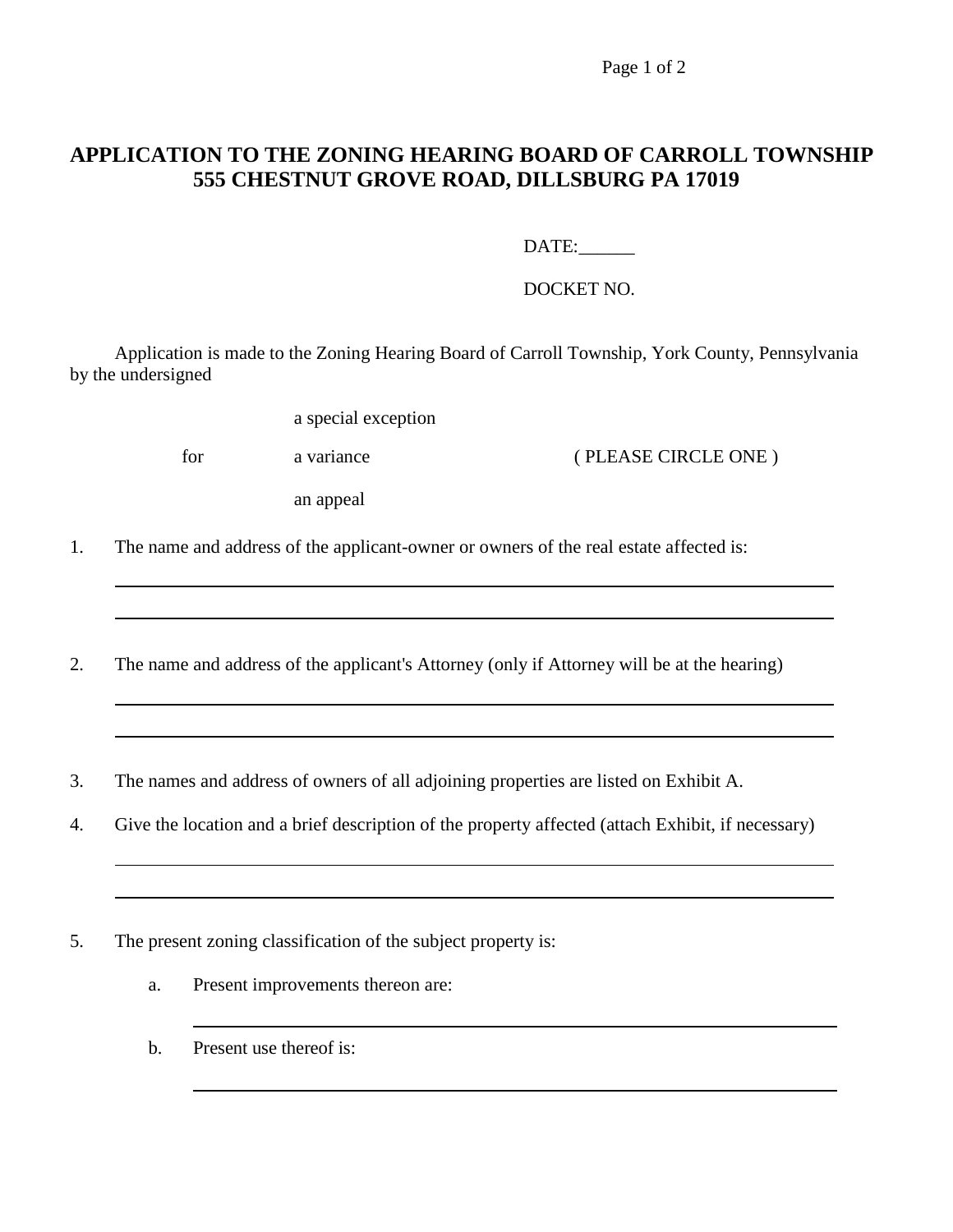# APPLICATION TO THE ZONING HEARING BOARD OF CARROLL TOWNSHIP
## 555 CHESTNUT GROVE ROAD, DILLSBURG PA 17019

DATE:______

DOCKET NO.

Application is made to the Zoning Hearing Board of Carroll Township, York County, Pennsylvania by the undersigned

for

- a special exception
- a variance
- an appeal

( PLEASE CIRCLE ONE )

1. The name and address of the applicant-owner or owners of the real estate affected is:

   ______________________________________________________________

   ______________________________________________________________

2. The name and address of the applicant's Attorney (only if Attorney will be at the hearing)

   ______________________________________________________________

   ______________________________________________________________

3. The names and address of owners of all adjoining properties are listed on Exhibit A.

4. Give the location and a brief description of the property affected (attach Exhibit, if necessary)

   ______________________________________________________________

   ______________________________________________________________

5. The present zoning classification of the subject property is:

   a. Present improvements thereon are:

      ______________________________________________________________

   b. Present use thereof is:

      ______________________________________________________________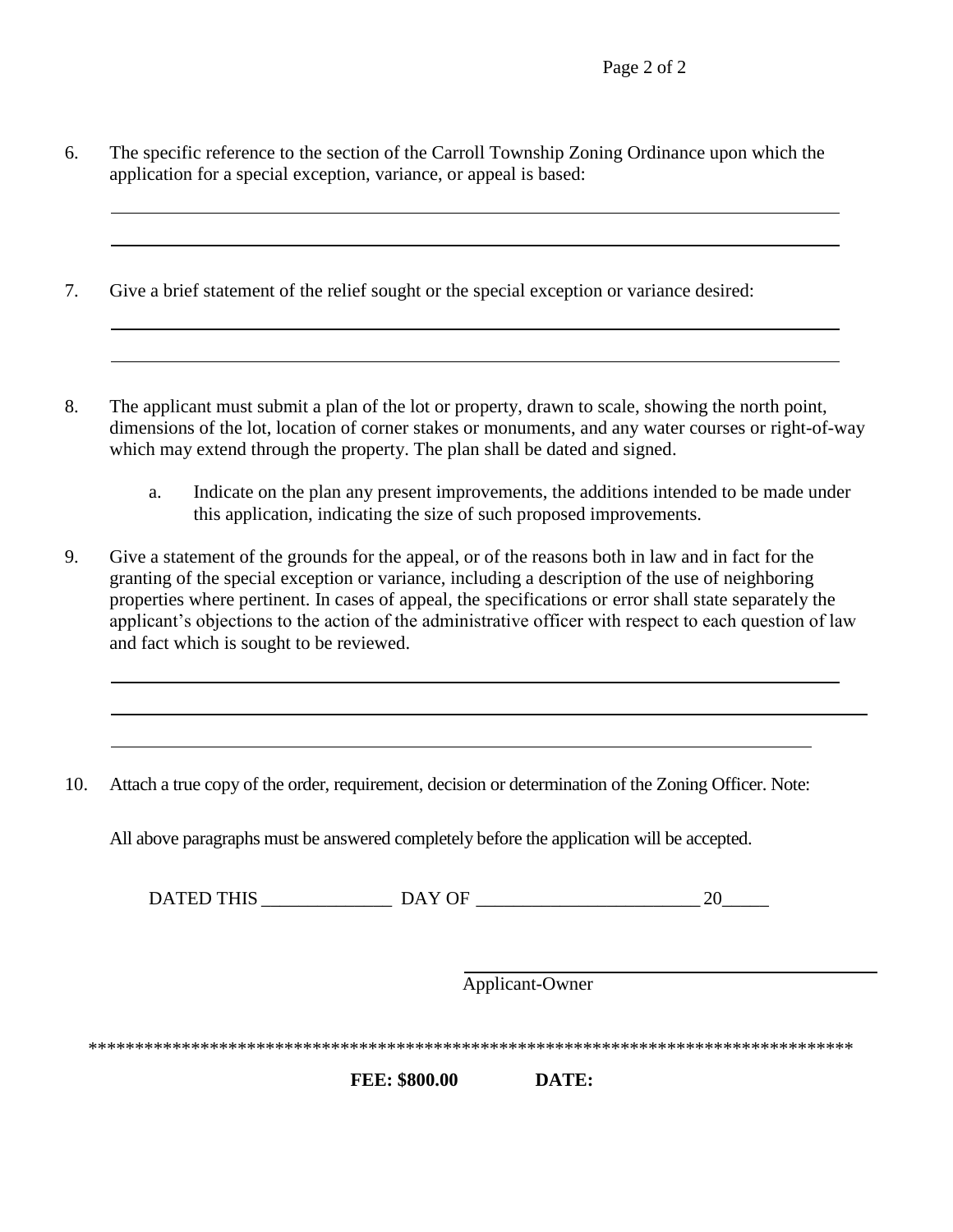6. The specific reference to the section of the Carroll Township Zoning Ordinance upon which the application for a special exception, variance, or appeal is based:

\_\_\_\_\_\_\_\_\_\_\_\_\_\_\_\_\_\_\_\_\_\_\_\_\_\_\_\_\_\_\_\_\_\_\_\_\_\_\_\_\_\_\_\_\_\_\_\_\_\_\_\_\_\_\_\_\_\_\_\_\_\_\_\_\_\_\_\_\_\_

\_\_\_\_\_\_\_\_\_\_\_\_\_\_\_\_\_\_\_\_\_\_\_\_\_\_\_\_\_\_\_\_\_\_\_\_\_\_\_\_\_\_\_\_\_\_\_\_\_\_\_\_\_\_\_\_\_\_\_\_\_\_\_\_\_\_\_\_\_\_

7. Give a brief statement of the relief sought or the special exception or variance desired:

\_\_\_\_\_\_\_\_\_\_\_\_\_\_\_\_\_\_\_\_\_\_\_\_\_\_\_\_\_\_\_\_\_\_\_\_\_\_\_\_\_\_\_\_\_\_\_\_\_\_\_\_\_\_\_\_\_\_\_\_\_\_\_\_\_\_\_\_\_\_

\_\_\_\_\_\_\_\_\_\_\_\_\_\_\_\_\_\_\_\_\_\_\_\_\_\_\_\_\_\_\_\_\_\_\_\_\_\_\_\_\_\_\_\_\_\_\_\_\_\_\_\_\_\_\_\_\_\_\_\_\_\_\_\_\_\_\_\_\_\_

8. The applicant must submit a plan of the lot or property, drawn to scale, showing the north point, dimensions of the lot, location of corner stakes or monuments, and any water courses or right-of-way which may extend through the property. The plan shall be dated and signed.

   a. Indicate on the plan any present improvements, the additions intended to be made under this application, indicating the size of such proposed improvements.

9. Give a statement of the grounds for the appeal, or of the reasons both in law and in fact for the granting of the special exception or variance, including a description of the use of neighboring properties where pertinent. In cases of appeal, the specifications or error shall state separately the applicant's objections to the action of the administrative officer with respect to each question of law and fact which is sought to be reviewed.

\_\_\_\_\_\_\_\_\_\_\_\_\_\_\_\_\_\_\_\_\_\_\_\_\_\_\_\_\_\_\_\_\_\_\_\_\_\_\_\_\_\_\_\_\_\_\_\_\_\_\_\_\_\_\_\_\_\_\_\_\_\_\_\_\_\_\_\_\_\_

\_\_\_\_\_\_\_\_\_\_\_\_\_\_\_\_\_\_\_\_\_\_\_\_\_\_\_\_\_\_\_\_\_\_\_\_\_\_\_\_\_\_\_\_\_\_\_\_\_\_\_\_\_\_\_\_\_\_\_\_\_\_\_\_\_\_\_\_\_\_

\_\_\_\_\_\_\_\_\_\_\_\_\_\_\_\_\_\_\_\_\_\_\_\_\_\_\_\_\_\_\_\_\_\_\_\_\_\_\_\_\_\_\_\_\_\_\_\_\_\_\_\_\_\_\_\_\_\_\_\_\_\_\_\_\_\_\_\_\_\_

10. Attach a true copy of the order, requirement, decision or determination of the Zoning Officer. Note:

All above paragraphs must be answered completely before the application will be accepted.

DATED THIS \_\_\_\_\_\_\_\_\_\_\_\_\_\_ DAY OF \_\_\_\_\_\_\_\_\_\_\_\_\_\_\_\_\_\_\_\_\_\_\_\_ 20\_\_\_\_\_

\_\_\_\_\_\_\_\_\_\_\_\_\_\_\_\_\_\_\_\_\_\_\_\_\_\_\_\_\_\_\_\_\_\_\_\_\_\_\_\_

Applicant-Owner

\*\*\*\*\*\*\*\*\*\*\*\*\*\*\*\*\*\*\*\*\*\*\*\*\*\*\*\*\*\*\*\*\*\*\*\*\*\*\*\*\*\*\*\*\*\*\*\*\*\*\*\*\*\*\*\*\*\*\*\*\*\*\*\*\*\*\*\*\*\*\*\*\*\*\*\*\*\*\*\*\*\*\*\*

**FEE: $800.00** **DATE:**